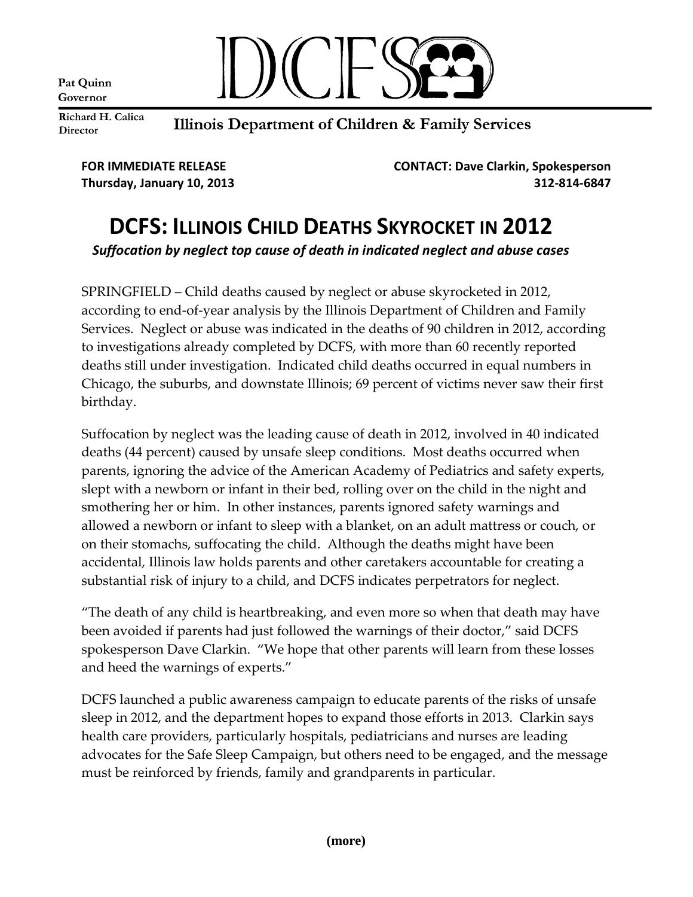Pat Quinn
Governor

Richard H. Calica
Director

DCFS

Illinois Department of Children & Family Services

**FOR IMMEDIATE RELEASE**
**Thursday, January 10, 2013**

**CONTACT: Dave Clarkin, Spokesperson**
**312-814-6847**

# DCFS: Illinois Child Deaths Skyrocket in 2012

***Suffocation by neglect top cause of death in indicated neglect and abuse cases***

SPRINGFIELD – Child deaths caused by neglect or abuse skyrocketed in 2012, according to end-of-year analysis by the Illinois Department of Children and Family Services. Neglect or abuse was indicated in the deaths of 90 children in 2012, according to investigations already completed by DCFS, with more than 60 recently reported deaths still under investigation. Indicated child deaths occurred in equal numbers in Chicago, the suburbs, and downstate Illinois; 69 percent of victims never saw their first birthday.

Suffocation by neglect was the leading cause of death in 2012, involved in 40 indicated deaths (44 percent) caused by unsafe sleep conditions. Most deaths occurred when parents, ignoring the advice of the American Academy of Pediatrics and safety experts, slept with a newborn or infant in their bed, rolling over on the child in the night and smothering her or him. In other instances, parents ignored safety warnings and allowed a newborn or infant to sleep with a blanket, on an adult mattress or couch, or on their stomachs, suffocating the child. Although the deaths might have been accidental, Illinois law holds parents and other caretakers accountable for creating a substantial risk of injury to a child, and DCFS indicates perpetrators for neglect.

"The death of any child is heartbreaking, and even more so when that death may have been avoided if parents had just followed the warnings of their doctor," said DCFS spokesperson Dave Clarkin. "We hope that other parents will learn from these losses and heed the warnings of experts."

DCFS launched a public awareness campaign to educate parents of the risks of unsafe sleep in 2012, and the department hopes to expand those efforts in 2013. Clarkin says health care providers, particularly hospitals, pediatricians and nurses are leading advocates for the Safe Sleep Campaign, but others need to be engaged, and the message must be reinforced by friends, family and grandparents in particular.

**(more)**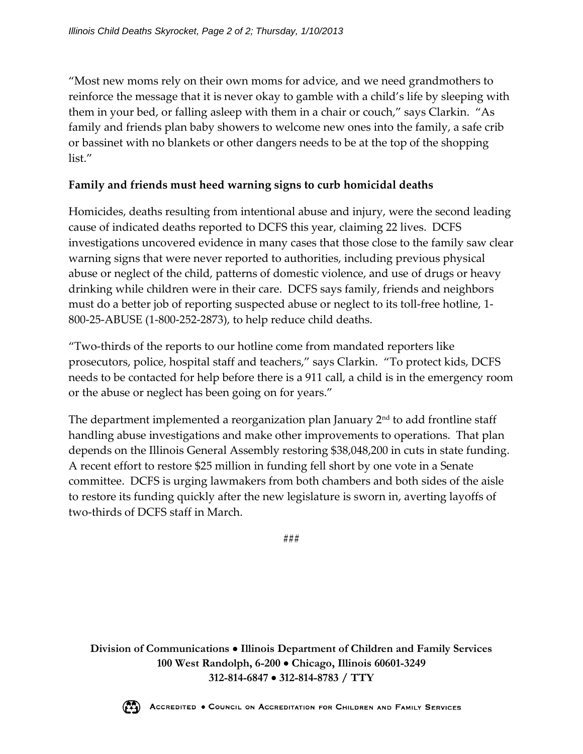"Most new moms rely on their own moms for advice, and we need grandmothers to reinforce the message that it is never okay to gamble with a child's life by sleeping with them in your bed, or falling asleep with them in a chair or couch," says Clarkin. "As family and friends plan baby showers to welcome new ones into the family, a safe crib or bassinet with no blankets or other dangers needs to be at the top of the shopping list."

**Family and friends must heed warning signs to curb homicidal deaths**

Homicides, deaths resulting from intentional abuse and injury, were the second leading cause of indicated deaths reported to DCFS this year, claiming 22 lives. DCFS investigations uncovered evidence in many cases that those close to the family saw clear warning signs that were never reported to authorities, including previous physical abuse or neglect of the child, patterns of domestic violence, and use of drugs or heavy drinking while children were in their care. DCFS says family, friends and neighbors must do a better job of reporting suspected abuse or neglect to its toll-free hotline, 1-800-25-ABUSE (1-800-252-2873), to help reduce child deaths.

"Two-thirds of the reports to our hotline come from mandated reporters like prosecutors, police, hospital staff and teachers," says Clarkin. "To protect kids, DCFS needs to be contacted for help before there is a 911 call, a child is in the emergency room or the abuse or neglect has been going on for years."

The department implemented a reorganization plan January 2nd to add frontline staff handling abuse investigations and make other improvements to operations. That plan depends on the Illinois General Assembly restoring $38,048,200 in cuts in state funding. A recent effort to restore $25 million in funding fell short by one vote in a Senate committee. DCFS is urging lawmakers from both chambers and both sides of the aisle to restore its funding quickly after the new legislature is sworn in, averting layoffs of two-thirds of DCFS staff in March.

###

**Division of Communications • Illinois Department of Children and Family Services**
**100 West Randolph, 6-200 • Chicago, Illinois 60601-3249**
**312-814-6847 • 312-814-8783 / TTY**

ACCREDITED • COUNCIL ON ACCREDITATION FOR CHILDREN AND FAMILY SERVICES